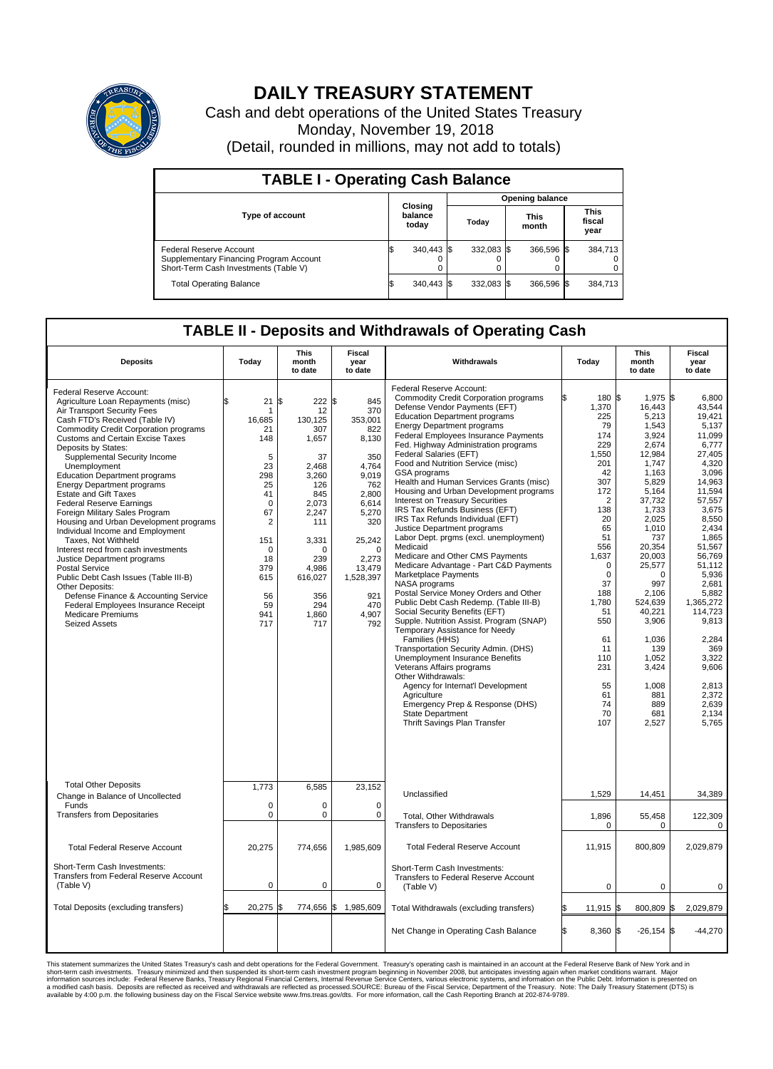# DAILY TREASURY STATEMENT

Cash and debt operations of the United States Treasury
Monday, November 19, 2018
(Detail, rounded in millions, may not add to totals)

## TABLE I - Operating Cash Balance

| Type of account | Closing balance today | Opening balance Today | Opening balance This month | Opening balance This fiscal year |
|---|---|---|---|---|
| Federal Reserve Account | $ 340,443 | $ 332,083 | $ 366,596 | $ 384,713 |
| Supplementary Financing Program Account | 0 | 0 | 0 | 0 |
| Short-Term Cash Investments (Table V) | 0 | 0 | 0 | 0 |
| Total Operating Balance | $ 340,443 | $ 332,083 | $ 366,596 | $ 384,713 |

## TABLE II - Deposits and Withdrawals of Operating Cash

| Deposits | Today | This month to date | Fiscal year to date |
|---|---|---|---|
| Federal Reserve Account: | | | |
| Agriculture Loan Repayments (misc) | $ 21 | $ 222 | $ 845 |
| Air Transport Security Fees | 1 | 12 | 370 |
| Cash FTD's Received (Table IV) | 16,685 | 130,125 | 353,001 |
| Commodity Credit Corporation programs | 21 | 307 | 822 |
| Customs and Certain Excise Taxes | 148 | 1,657 | 8,130 |
| Deposits by States: | | | |
| Supplemental Security Income | 5 | 37 | 350 |
| Unemployment | 23 | 2,468 | 4,764 |
| Education Department programs | 298 | 3,260 | 9,019 |
| Energy Department programs | 25 | 126 | 762 |
| Estate and Gift Taxes | 41 | 845 | 2,800 |
| Federal Reserve Earnings | 0 | 2,073 | 6,614 |
| Foreign Military Sales Program | 67 | 2,247 | 5,270 |
| Housing and Urban Development programs | 2 | 111 | 320 |
| Individual Income and Employment Taxes, Not Withheld | 151 | 3,331 | 25,242 |
| Interest recd from cash investments | 0 | 0 | 0 |
| Justice Department programs | 18 | 239 | 2,273 |
| Postal Service | 379 | 4,986 | 13,479 |
| Public Debt Cash Issues (Table III-B) | 615 | 616,027 | 1,528,397 |
| Other Deposits: | | | |
| Defense Finance & Accounting Service | 56 | 356 | 921 |
| Federal Employees Insurance Receipt | 59 | 294 | 470 |
| Medicare Premiums | 941 | 1,860 | 4,907 |
| Seized Assets | 717 | 717 | 792 |
| Total Other Deposits | 1,773 | 6,585 | 23,152 |
| Change in Balance of Uncollected Funds | 0 | 0 | 0 |
| Transfers from Depositaries | 0 | 0 | 0 |
| Total Federal Reserve Account | 20,275 | 774,656 | 1,985,609 |
| Short-Term Cash Investments: Transfers from Federal Reserve Account (Table V) | 0 | 0 | 0 |
| Total Deposits (excluding transfers) | $ 20,275 | $ 774,656 | $ 1,985,609 |

| Withdrawals | Today | This month to date | Fiscal year to date |
|---|---|---|---|
| Federal Reserve Account: | | | |
| Commodity Credit Corporation programs | $ 180 | $ 1,975 | $ 6,800 |
| Defense Vendor Payments (EFT) | 1,370 | 16,443 | 43,544 |
| Education Department programs | 225 | 5,213 | 19,421 |
| Energy Department programs | 79 | 1,543 | 5,137 |
| Federal Employees Insurance Payments | 174 | 3,924 | 11,099 |
| Fed. Highway Administration programs | 229 | 2,674 | 6,777 |
| Federal Salaries (EFT) | 1,550 | 12,984 | 27,405 |
| Food and Nutrition Service (misc) | 201 | 1,747 | 4,320 |
| GSA programs | 42 | 1,163 | 3,096 |
| Health and Human Services Grants (misc) | 307 | 5,829 | 14,963 |
| Housing and Urban Development programs | 172 | 5,164 | 11,594 |
| Interest on Treasury Securities | 2 | 37,732 | 57,557 |
| IRS Tax Refunds Business (EFT) | 138 | 1,733 | 3,675 |
| IRS Tax Refunds Individual (EFT) | 20 | 2,025 | 8,550 |
| Justice Department programs | 65 | 1,010 | 2,434 |
| Labor Dept. prgms (excl. unemployment) | 51 | 737 | 1,865 |
| Medicaid | 556 | 20,354 | 51,567 |
| Medicare and Other CMS Payments | 1,637 | 20,003 | 56,769 |
| Medicare Advantage - Part C&D Payments | 0 | 25,577 | 51,112 |
| Marketplace Payments | 0 | 0 | 5,936 |
| NASA programs | 37 | 997 | 2,681 |
| Postal Service Money Orders and Other | 188 | 2,106 | 5,882 |
| Public Debt Cash Redemp. (Table III-B) | 1,780 | 524,639 | 1,365,272 |
| Social Security Benefits (EFT) | 51 | 40,221 | 114,723 |
| Supple. Nutrition Assist. Program (SNAP) | 550 | 3,906 | 9,813 |
| Temporary Assistance for Needy Families (HHS) | 61 | 1,036 | 2,284 |
| Transportation Security Admin. (DHS) | 11 | 139 | 369 |
| Unemployment Insurance Benefits | 110 | 1,052 | 3,322 |
| Veterans Affairs programs | 231 | 3,424 | 9,606 |
| Other Withdrawals: | | | |
| Agency for Internat'l Development | 55 | 1,008 | 2,813 |
| Agriculture | 61 | 881 | 2,372 |
| Emergency Prep & Response (DHS) | 74 | 889 | 2,639 |
| State Department | 70 | 681 | 2,134 |
| Thrift Savings Plan Transfer | 107 | 2,527 | 5,765 |
| Unclassified | 1,529 | 14,451 | 34,389 |
| Total, Other Withdrawals | 1,896 | 55,458 | 122,309 |
| Transfers to Depositaries | 0 | 0 | 0 |
| Total Federal Reserve Account | 11,915 | 800,809 | 2,029,879 |
| Short-Term Cash Investments: Transfers to Federal Reserve Account (Table V) | 0 | 0 | 0 |
| Total Withdrawals (excluding transfers) | $ 11,915 | $ 800,809 | $ 2,029,879 |
| Net Change in Operating Cash Balance | $ 8,360 | $ -26,154 | $ -44,270 |

This statement summarizes the United States Treasury's cash and debt operations for the Federal Government. Treasury's operating cash is maintained in an account at the Federal Reserve Bank of New York and in short-term cash investments. Treasury minimized and then suspended its short-term cash investment program beginning in November 2008, but anticipates investing again when market conditions warrant. Major information sources include: Federal Reserve Banks, Treasury Regional Financial Centers, Internal Revenue Service Centers, various electronic systems, and information on the Public Debt. Information is presented on a modified cash basis. Deposits are reflected as received and withdrawals are reflected as processed.SOURCE: Bureau of the Fiscal Service, Department of the Treasury. Note: The Daily Treasury Statement (DTS) is available by 4:00 p.m. the following business day on the Fiscal Service website www.fms.treas.gov/dts. For more information, call the Cash Reporting Branch at 202-874-9789.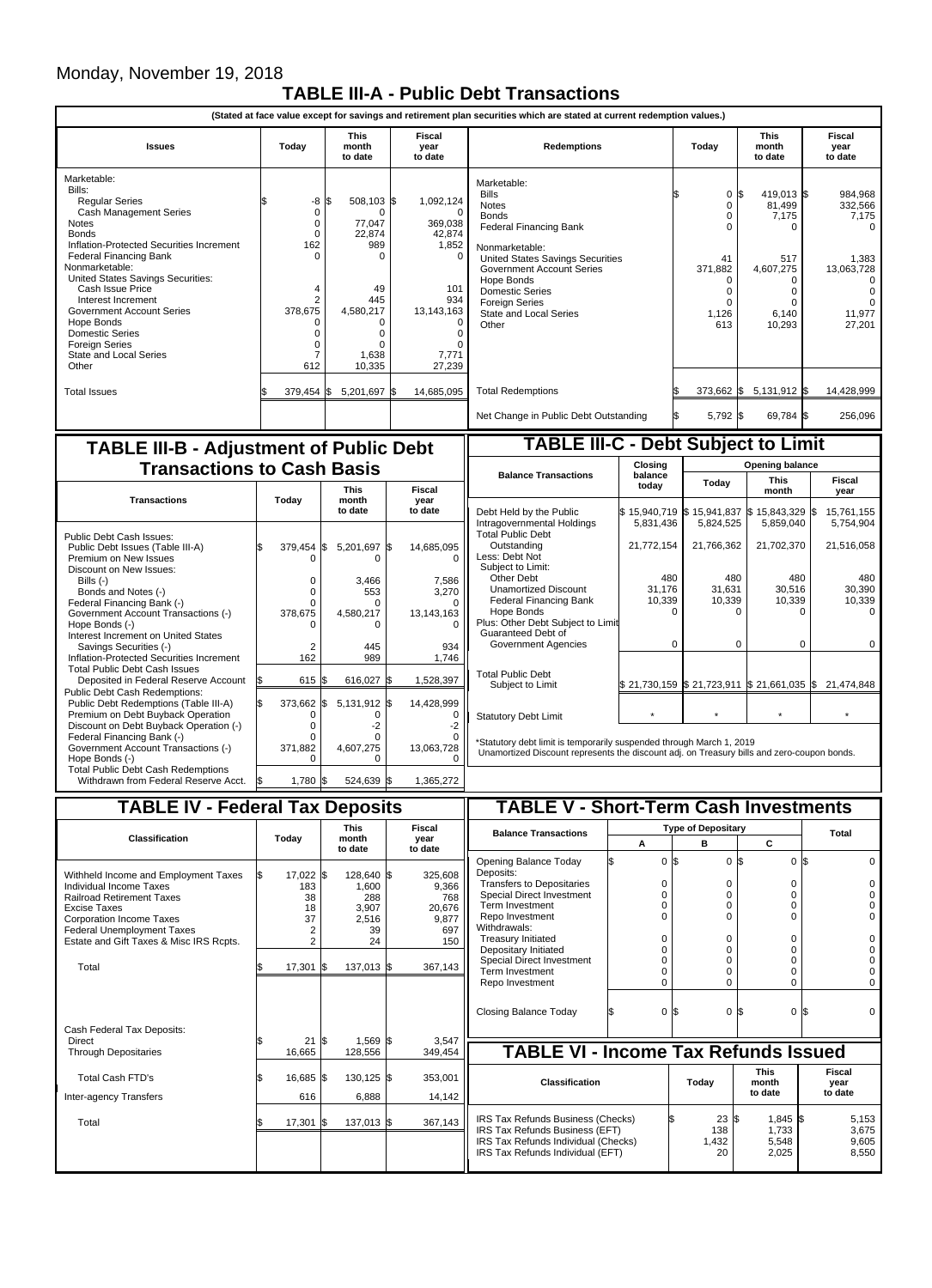Monday, November 19, 2018

# TABLE III-A - Public Debt Transactions

(Stated at face value except for savings and retirement plan securities which are stated at current redemption values.)

| Issues | Today | This month to date | Fiscal year to date |
|---|---|---|---|
| Marketable: | | | |
| Bills: | | | |
| Regular Series | $ -8 | $ 508,103 | $ 1,092,124 |
| Cash Management Series | 0 | 0 | 0 |
| Notes | 0 | 77,047 | 369,038 |
| Bonds | 0 | 22,874 | 42,874 |
| Inflation-Protected Securities Increment | 162 | 989 | 1,852 |
| Federal Financing Bank | 0 | 0 | 0 |
| Nonmarketable: | | | |
| United States Savings Securities: | | | |
| Cash Issue Price | 4 | 49 | 101 |
| Interest Increment | 2 | 445 | 934 |
| Government Account Series | 378,675 | 4,580,217 | 13,143,163 |
| Hope Bonds | 0 | 0 | 0 |
| Domestic Series | 0 | 0 | 0 |
| Foreign Series | 0 | 0 | 0 |
| State and Local Series | 7 | 1,638 | 7,771 |
| Other | 612 | 10,335 | 27,239 |
| Total Issues | $ 379,454 | $ 5,201,697 | $ 14,685,095 |

| Redemptions | Today | This month to date | Fiscal year to date |
|---|---|---|---|
| Marketable: | | | |
| Bills | $ 0 | $ 419,013 | $ 984,968 |
| Notes | 0 | 81,499 | 332,566 |
| Bonds | 0 | 7,175 | 7,175 |
| Federal Financing Bank | 0 | 0 | 0 |
| Nonmarketable: | | | |
| United States Savings Securities | 41 | 517 | 1,383 |
| Government Account Series | 371,882 | 4,607,275 | 13,063,728 |
| Hope Bonds | 0 | 0 | 0 |
| Domestic Series | 0 | 0 | 0 |
| Foreign Series | 0 | 0 | 0 |
| State and Local Series | 1,126 | 6,140 | 11,977 |
| Other | 613 | 10,293 | 27,201 |
| Total Redemptions | $ 373,662 | $ 5,131,912 | $ 14,428,999 |
| Net Change in Public Debt Outstanding | $ 5,792 | $ 69,784 | $ 256,096 |

# TABLE III-B - Adjustment of Public Debt Transactions to Cash Basis

| Transactions | Today | This month to date | Fiscal year to date |
|---|---|---|---|
| Public Debt Cash Issues: | | | |
| Public Debt Issues (Table III-A) | $ 379,454 | $ 5,201,697 | $ 14,685,095 |
| Premium on New Issues | 0 | 0 | 0 |
| Discount on New Issues: | | | |
| Bills (-) | 0 | 3,466 | 7,586 |
| Bonds and Notes (-) | 0 | 553 | 3,270 |
| Federal Financing Bank (-) | 0 | 0 | 0 |
| Government Account Transactions (-) | 378,675 | 4,580,217 | 13,143,163 |
| Hope Bonds (-) | 0 | 0 | 0 |
| Interest Increment on United States Savings Securities (-) | 2 | 445 | 934 |
| Inflation-Protected Securities Increment | 162 | 989 | 1,746 |
| Total Public Debt Cash Issues Deposited in Federal Reserve Account | $ 615 | $ 616,027 | $ 1,528,397 |
| Public Debt Cash Redemptions: | | | |
| Public Debt Redemptions (Table III-A) | $ 373,662 | $ 5,131,912 | $ 14,428,999 |
| Premium on Debt Buyback Operation | 0 | 0 | 0 |
| Discount on Debt Buyback Operation (-) | 0 | -2 | -2 |
| Federal Financing Bank (-) | 0 | 0 | 0 |
| Government Account Transactions (-) | 371,882 | 4,607,275 | 13,063,728 |
| Hope Bonds (-) | 0 | 0 | 0 |
| Total Public Debt Cash Redemptions Withdrawn from Federal Reserve Acct. | $ 1,780 | $ 524,639 | $ 1,365,272 |

# TABLE III-C - Debt Subject to Limit

| Balance Transactions | Closing balance today | Opening balance Today | Opening balance This month | Opening balance Fiscal year |
|---|---|---|---|---|
| Debt Held by the Public | $ 15,940,719 | $ 15,941,837 | $ 15,843,329 | $ 15,761,155 |
| Intragovernmental Holdings | 5,831,436 | 5,824,525 | 5,859,040 | 5,754,904 |
| Total Public Debt Outstanding | 21,772,154 | 21,766,362 | 21,702,370 | 21,516,058 |
| Less: Debt Not Subject to Limit: | | | | |
| Other Debt | 480 | 480 | 480 | 480 |
| Unamortized Discount | 31,176 | 31,631 | 30,516 | 30,390 |
| Federal Financing Bank | 10,339 | 10,339 | 10,339 | 10,339 |
| Hope Bonds | 0 | 0 | 0 | 0 |
| Plus: Other Debt Subject to Limit | | | | |
| Guaranteed Debt of Government Agencies | 0 | 0 | 0 | 0 |
| Total Public Debt Subject to Limit | $ 21,730,159 | $ 21,723,911 | $ 21,661,035 | $ 21,474,848 |
| Statutory Debt Limit | * | * | * | * |

*Statutory debt limit is temporarily suspended through March 1, 2019
Unamortized Discount represents the discount adj. on Treasury bills and zero-coupon bonds.

# TABLE IV - Federal Tax Deposits

| Classification | Today | This month to date | Fiscal year to date |
|---|---|---|---|
| Withheld Income and Employment Taxes | $ 17,022 | $ 128,640 | $ 325,608 |
| Individual Income Taxes | 183 | 1,600 | 9,366 |
| Railroad Retirement Taxes | 38 | 288 | 768 |
| Excise Taxes | 18 | 3,907 | 20,676 |
| Corporation Income Taxes | 37 | 2,516 | 9,877 |
| Federal Unemployment Taxes | 2 | 39 | 697 |
| Estate and Gift Taxes & Misc IRS Rcpts. | 2 | 24 | 150 |
| Total | $ 17,301 | $ 137,013 | $ 367,143 |
| Cash Federal Tax Deposits: | | | |
| Direct | $ 21 | $ 1,569 | $ 3,547 |
| Through Depositaries | 16,665 | 128,556 | 349,454 |
| Total Cash FTD's | $ 16,685 | $ 130,125 | $ 353,001 |
| Inter-agency Transfers | 616 | 6,888 | 14,142 |
| Total | $ 17,301 | $ 137,013 | $ 367,143 |

# TABLE V - Short-Term Cash Investments

| Balance Transactions | Type of Depositary A | Type of Depositary B | Type of Depositary C | Total |
|---|---|---|---|---|
| Opening Balance Today | $ 0 | $ 0 | $ 0 | $ 0 |
| Deposits: | | | | |
| Transfers to Depositaries | 0 | 0 | 0 | 0 |
| Special Direct Investment | 0 | 0 | 0 | 0 |
| Term Investment | 0 | 0 | 0 | 0 |
| Repo Investment | 0 | 0 | 0 | 0 |
| Withdrawals: | | | | |
| Treasury Initiated | 0 | 0 | 0 | 0 |
| Depositary Initiated | 0 | 0 | 0 | 0 |
| Special Direct Investment | 0 | 0 | 0 | 0 |
| Term Investment | 0 | 0 | 0 | 0 |
| Repo Investment | 0 | 0 | 0 | 0 |
| Closing Balance Today | $ 0 | $ 0 | $ 0 | $ 0 |

# TABLE VI - Income Tax Refunds Issued

| Classification | Today | This month to date | Fiscal year to date |
|---|---|---|---|
| IRS Tax Refunds Business (Checks) | $ 23 | $ 1,845 | $ 5,153 |
| IRS Tax Refunds Business (EFT) | 138 | 1,733 | 3,675 |
| IRS Tax Refunds Individual (Checks) | 1,432 | 5,548 | 9,605 |
| IRS Tax Refunds Individual (EFT) | 20 | 2,025 | 8,550 |